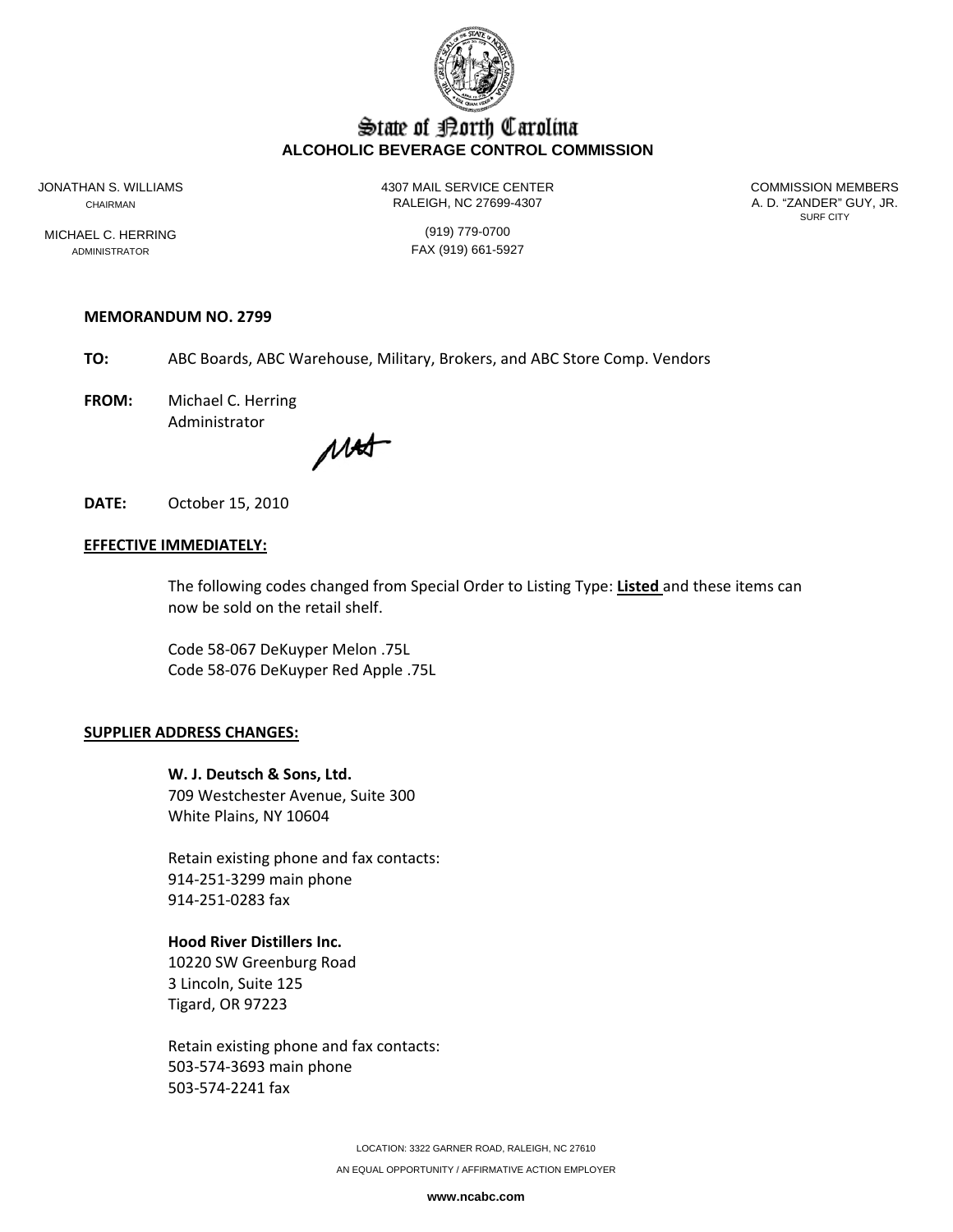# State of North Carolina
## ALCOHOLIC BEVERAGE CONTROL COMMISSION

JONATHAN S. WILLIAMS
CHAIRMAN

MICHAEL C. HERRING
ADMINISTRATOR

4307 MAIL SERVICE CENTER
RALEIGH, NC 27699-4307

(919) 779-0700
FAX (919) 661-5927

COMMISSION MEMBERS
A. D. "ZANDER" GUY, JR.
SURF CITY

**MEMORANDUM NO. 2799**

**TO:** ABC Boards, ABC Warehouse, Military, Brokers, and ABC Store Comp. Vendors

**FROM:** Michael C. Herring
Administrator

**DATE:** October 15, 2010

**EFFECTIVE IMMEDIATELY:**

The following codes changed from Special Order to Listing Type: **Listed** and these items can now be sold on the retail shelf.

Code 58-067 DeKuyper Melon .75L
Code 58-076 DeKuyper Red Apple .75L

**SUPPLIER ADDRESS CHANGES:**

**W. J. Deutsch & Sons, Ltd.**
709 Westchester Avenue, Suite 300
White Plains, NY 10604

Retain existing phone and fax contacts:
914-251-3299 main phone
914-251-0283 fax

**Hood River Distillers Inc.**
10220 SW Greenburg Road
3 Lincoln, Suite 125
Tigard, OR 97223

Retain existing phone and fax contacts:
503-574-3693 main phone
503-574-2241 fax

LOCATION: 3322 GARNER ROAD, RALEIGH, NC 27610
AN EQUAL OPPORTUNITY / AFFIRMATIVE ACTION EMPLOYER
www.ncabc.com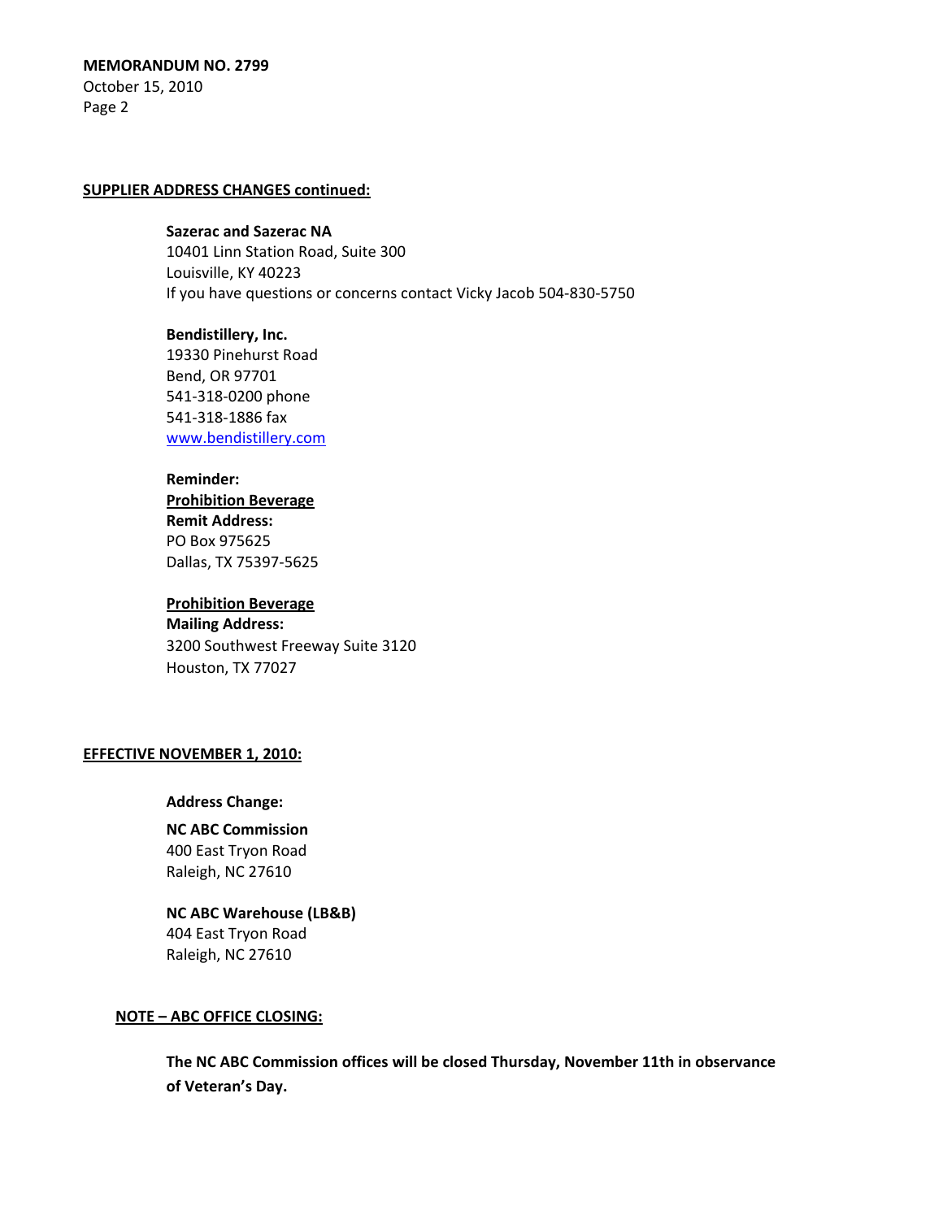**SUPPLIER ADDRESS CHANGES continued:**

**Sazerac and Sazerac NA**
10401 Linn Station Road, Suite 300
Louisville, KY 40223
If you have questions or concerns contact Vicky Jacob 504-830-5750

**Bendistillery, Inc.**
19330 Pinehurst Road
Bend, OR 97701
541-318-0200 phone
541-318-1886 fax
www.bendistillery.com

**Reminder:**
**Prohibition Beverage**
**Remit Address:**
PO Box 975625
Dallas, TX 75397-5625

**Prohibition Beverage**
**Mailing Address:**
3200 Southwest Freeway Suite 3120
Houston, TX 77027

**EFFECTIVE NOVEMBER 1, 2010:**

**Address Change:**

**NC ABC Commission**
400 East Tryon Road
Raleigh, NC 27610

**NC ABC Warehouse (LB&B)**
404 East Tryon Road
Raleigh, NC 27610

**NOTE – ABC OFFICE CLOSING:**

**The NC ABC Commission offices will be closed Thursday, November 11th in observance of Veteran's Day.**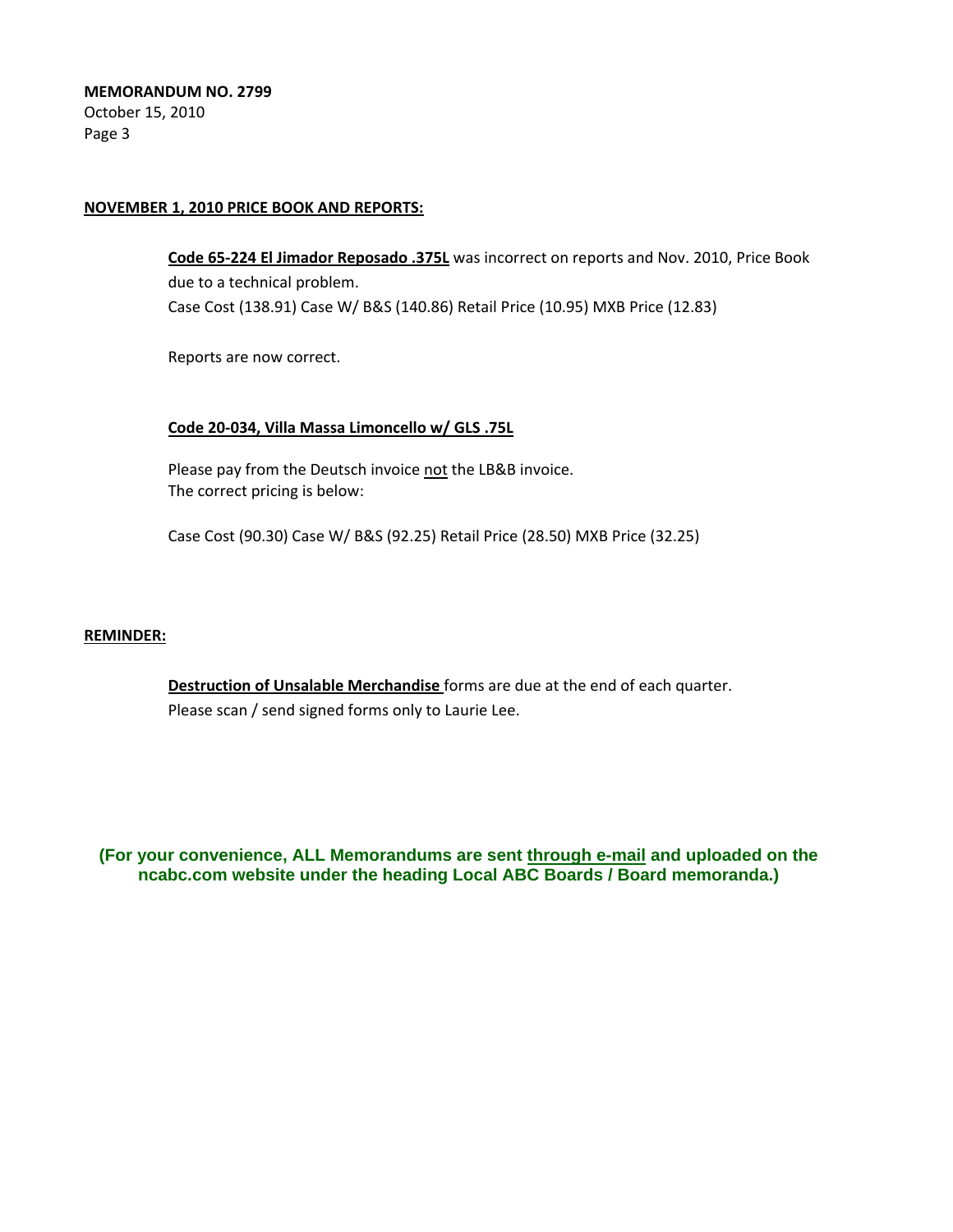**MEMORANDUM NO. 2799**
October 15, 2010
Page 3

## NOVEMBER 1, 2010 PRICE BOOK AND REPORTS:

**Code 65-224 El Jimador Reposado .375L** was incorrect on reports and Nov. 2010, Price Book due to a technical problem.
Case Cost (138.91) Case W/ B&S (140.86) Retail Price (10.95) MXB Price (12.83)

Reports are now correct.

**Code 20-034, Villa Massa Limoncello w/ GLS .75L**

Please pay from the Deutsch invoice not the LB&B invoice.
The correct pricing is below:

Case Cost (90.30) Case W/ B&S (92.25) Retail Price (28.50) MXB Price (32.25)

## REMINDER:

**Destruction of Unsalable Merchandise** forms are due at the end of each quarter.
Please scan / send signed forms only to Laurie Lee.

**(For your convenience, ALL Memorandums are sent through e-mail and uploaded on the ncabc.com website under the heading Local ABC Boards / Board memoranda.)**